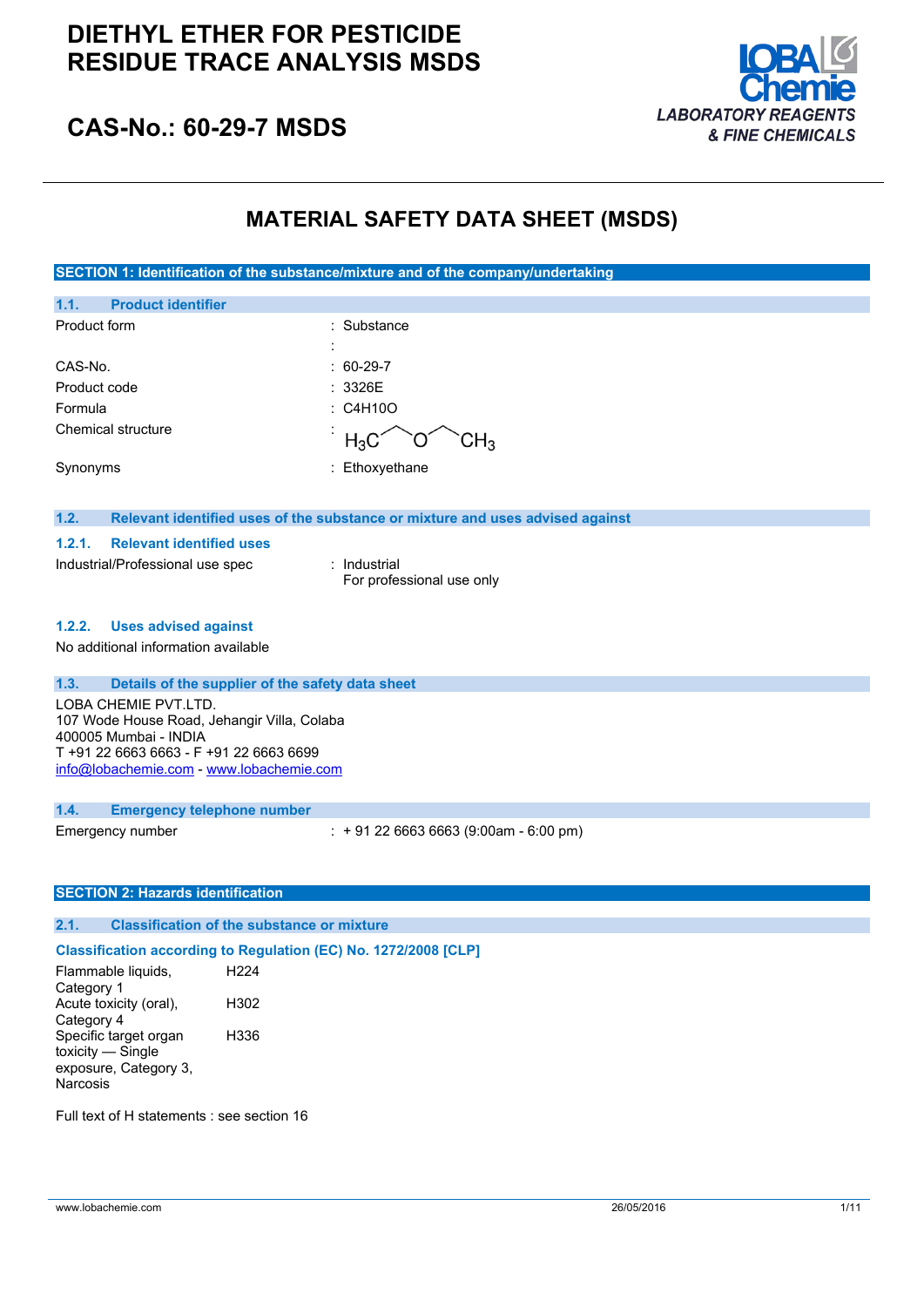# DIETHYL ETHER FOR PESTICIDE RESIDUE TRACE ANALYSIS MSDS

## CAS-No.: 60-29-7 MSDS

LOBA Chemie
LABORATORY REAGENTS & FINE CHEMICALS

# MATERIAL SAFETY DATA SHEET (MSDS)

## SECTION 1: Identification of the substance/mixture and of the company/undertaking

### 1.1. Product identifier

| | |
|---|---|
| Product form | : Substance |
| | : |
| CAS-No. | : 60-29-7 |
| Product code | : 3326E |
| Formula | : C4H10O |
| Chemical structure | : $H_3C$ ⁀ O ⁀ $CH_3$ |
| Synonyms | : Ethoxyethane |

### 1.2. Relevant identified uses of the substance or mixture and uses advised against

#### 1.2.1. Relevant identified uses

| | |
|---|---|
| Industrial/Professional use spec | : Industrial<br>For professional use only |

#### 1.2.2. Uses advised against

No additional information available

### 1.3. Details of the supplier of the safety data sheet

LOBA CHEMIE PVT.LTD.
107 Wode House Road, Jehangir Villa, Colaba
400005 Mumbai - INDIA
T +91 22 6663 6663 - F +91 22 6663 6699
info@lobachemie.com - www.lobachemie.com

### 1.4. Emergency telephone number

| | |
|---|---|
| Emergency number | : + 91 22 6663 6663 (9:00am - 6:00 pm) |

## SECTION 2: Hazards identification

### 2.1. Classification of the substance or mixture

**Classification according to Regulation (EC) No. 1272/2008 [CLP]**

| | |
|---|---|
| Flammable liquids, Category 1 | H224 |
| Acute toxicity (oral), Category 4 | H302 |
| Specific target organ toxicity — Single exposure, Category 3, Narcosis | H336 |

Full text of H statements : see section 16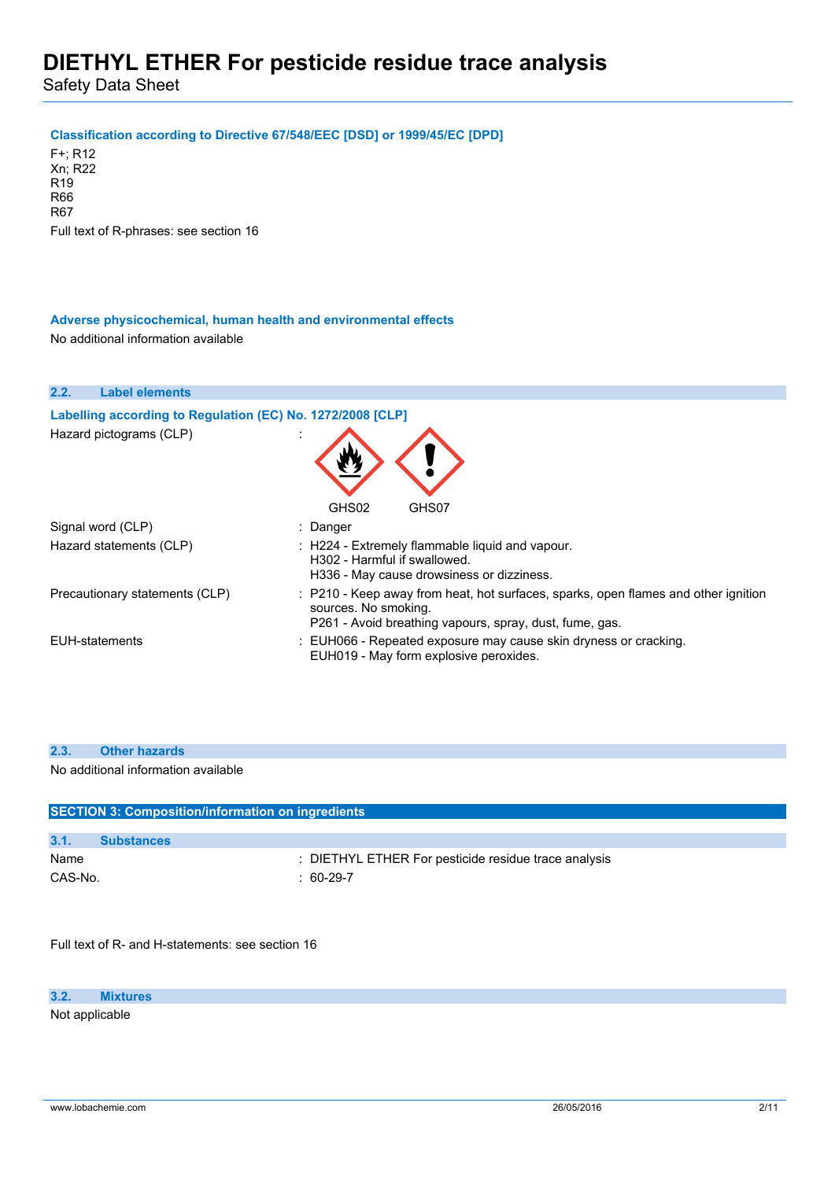**Classification according to Directive 67/548/EEC [DSD] or 1999/45/EC [DPD]**

F+; R12
Xn; R22
R19
R66
R67

Full text of R-phrases: see section 16

**Adverse physicochemical, human health and environmental effects**

No additional information available

### 2.2. Label elements

**Labelling according to Regulation (EC) No. 1272/2008 [CLP]**

| | |
|---|---|
| Hazard pictograms (CLP) | : GHS02 GHS07 |
| Signal word (CLP) | : Danger |
| Hazard statements (CLP) | : H224 - Extremely flammable liquid and vapour.<br>H302 - Harmful if swallowed.<br>H336 - May cause drowsiness or dizziness. |
| Precautionary statements (CLP) | : P210 - Keep away from heat, hot surfaces, sparks, open flames and other ignition sources. No smoking.<br>P261 - Avoid breathing vapours, spray, dust, fume, gas. |
| EUH-statements | : EUH066 - Repeated exposure may cause skin dryness or cracking.<br>EUH019 - May form explosive peroxides. |

### 2.3. Other hazards

No additional information available

## SECTION 3: Composition/information on ingredients

### 3.1. Substances

| | |
|---|---|
| Name | : DIETHYL ETHER For pesticide residue trace analysis |
| CAS-No. | : 60-29-7 |

Full text of R- and H-statements: see section 16

### 3.2. Mixtures

Not applicable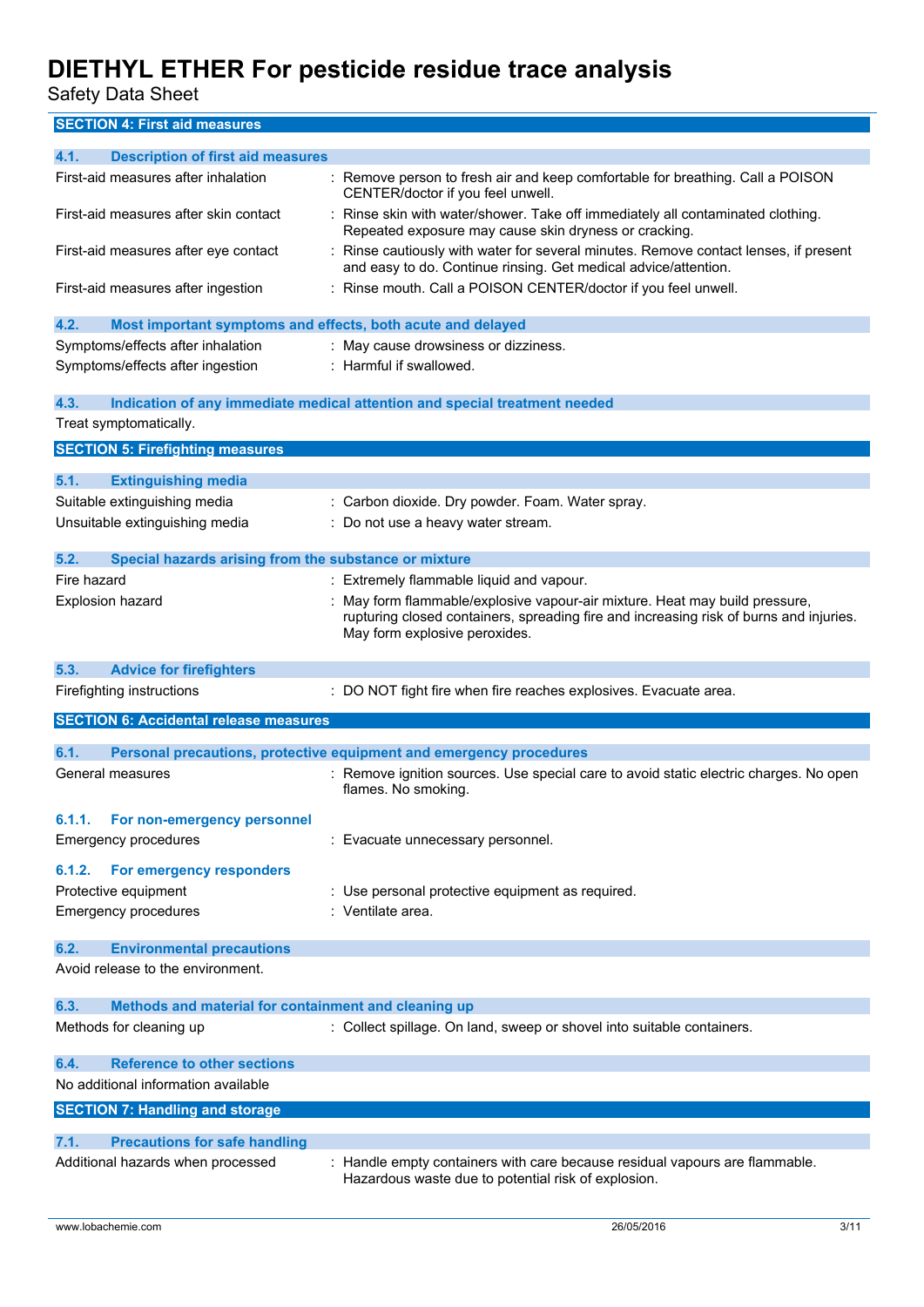## SECTION 4: First aid measures

### 4.1. Description of first aid measures

| | |
|---|---|
| First-aid measures after inhalation | : Remove person to fresh air and keep comfortable for breathing. Call a POISON CENTER/doctor if you feel unwell. |
| First-aid measures after skin contact | : Rinse skin with water/shower. Take off immediately all contaminated clothing. Repeated exposure may cause skin dryness or cracking. |
| First-aid measures after eye contact | : Rinse cautiously with water for several minutes. Remove contact lenses, if present and easy to do. Continue rinsing. Get medical advice/attention. |
| First-aid measures after ingestion | : Rinse mouth. Call a POISON CENTER/doctor if you feel unwell. |

### 4.2. Most important symptoms and effects, both acute and delayed

| | |
|---|---|
| Symptoms/effects after inhalation | : May cause drowsiness or dizziness. |
| Symptoms/effects after ingestion | : Harmful if swallowed. |

### 4.3. Indication of any immediate medical attention and special treatment needed

Treat symptomatically.

## SECTION 5: Firefighting measures

### 5.1. Extinguishing media

| | |
|---|---|
| Suitable extinguishing media | : Carbon dioxide. Dry powder. Foam. Water spray. |
| Unsuitable extinguishing media | : Do not use a heavy water stream. |

### 5.2. Special hazards arising from the substance or mixture

| | |
|---|---|
| Fire hazard | : Extremely flammable liquid and vapour. |
| Explosion hazard | : May form flammable/explosive vapour-air mixture. Heat may build pressure, rupturing closed containers, spreading fire and increasing risk of burns and injuries. May form explosive peroxides. |

### 5.3. Advice for firefighters

| | |
|---|---|
| Firefighting instructions | : DO NOT fight fire when fire reaches explosives. Evacuate area. |

## SECTION 6: Accidental release measures

### 6.1. Personal precautions, protective equipment and emergency procedures

| | |
|---|---|
| General measures | : Remove ignition sources. Use special care to avoid static electric charges. No open flames. No smoking. |

#### 6.1.1. For non-emergency personnel

| | |
|---|---|
| Emergency procedures | : Evacuate unnecessary personnel. |

#### 6.1.2. For emergency responders

| | |
|---|---|
| Protective equipment | : Use personal protective equipment as required. |
| Emergency procedures | : Ventilate area. |

### 6.2. Environmental precautions

Avoid release to the environment.

### 6.3. Methods and material for containment and cleaning up

| | |
|---|---|
| Methods for cleaning up | : Collect spillage. On land, sweep or shovel into suitable containers. |

### 6.4. Reference to other sections

No additional information available

## SECTION 7: Handling and storage

### 7.1. Precautions for safe handling

| | |
|---|---|
| Additional hazards when processed | : Handle empty containers with care because residual vapours are flammable. Hazardous waste due to potential risk of explosion. |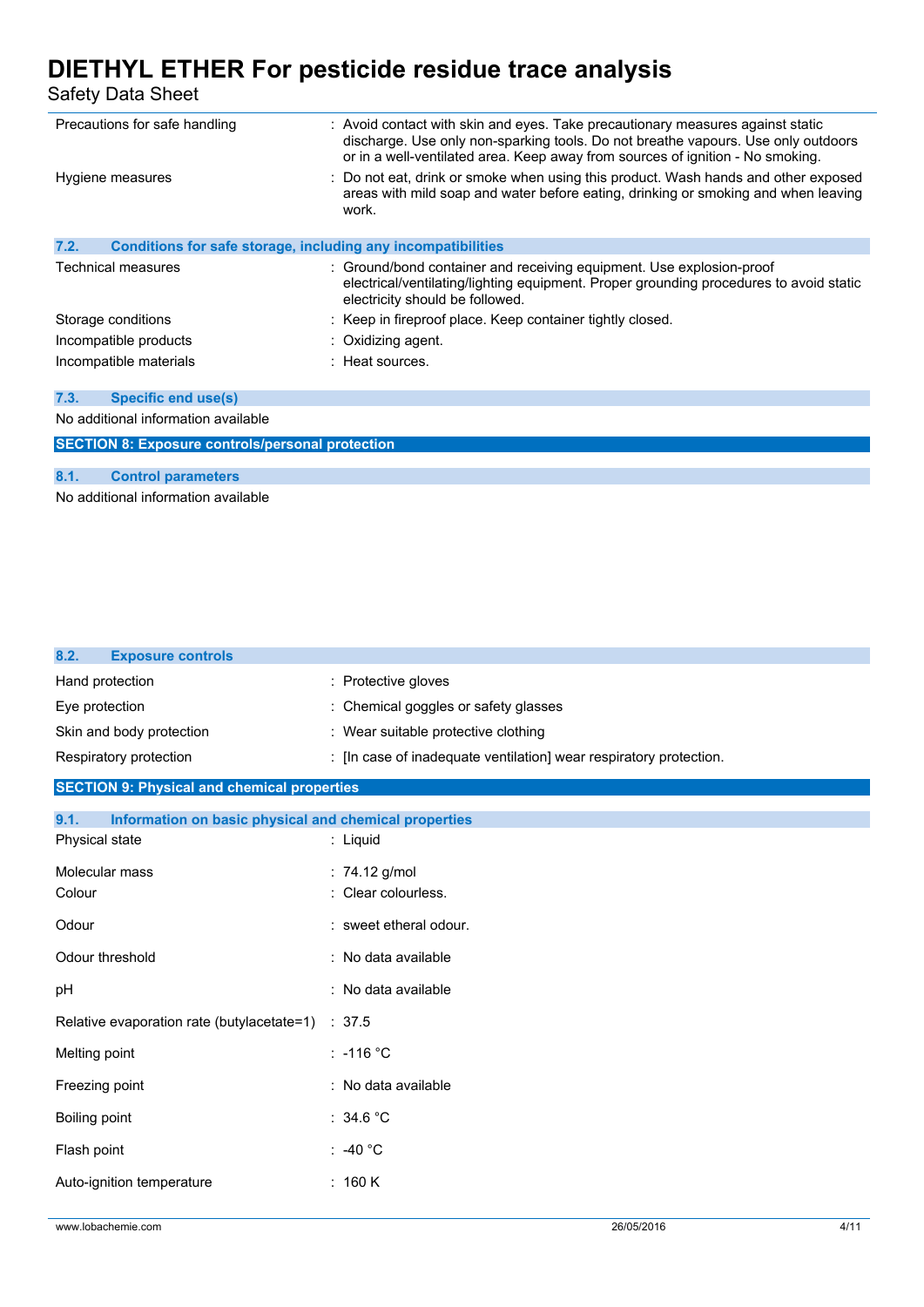| | |
|---|---|
| Precautions for safe handling | : Avoid contact with skin and eyes. Take precautionary measures against static discharge. Use only non-sparking tools. Do not breathe vapours. Use only outdoors or in a well-ventilated area. Keep away from sources of ignition - No smoking. |
| Hygiene measures | : Do not eat, drink or smoke when using this product. Wash hands and other exposed areas with mild soap and water before eating, drinking or smoking and when leaving work. |

### 7.2. Conditions for safe storage, including any incompatibilities

| | |
|---|---|
| Technical measures | : Ground/bond container and receiving equipment. Use explosion-proof electrical/ventilating/lighting equipment. Proper grounding procedures to avoid static electricity should be followed. |
| Storage conditions | : Keep in fireproof place. Keep container tightly closed. |
| Incompatible products | : Oxidizing agent. |
| Incompatible materials | : Heat sources. |

### 7.3. Specific end use(s)

No additional information available

## SECTION 8: Exposure controls/personal protection

### 8.1. Control parameters

No additional information available

### 8.2. Exposure controls

| | |
|---|---|
| Hand protection | : Protective gloves |
| Eye protection | : Chemical goggles or safety glasses |
| Skin and body protection | : Wear suitable protective clothing |
| Respiratory protection | : [In case of inadequate ventilation] wear respiratory protection. |

## SECTION 9: Physical and chemical properties

### 9.1. Information on basic physical and chemical properties

| | |
|---|---|
| Physical state | : Liquid |
| Molecular mass | : 74.12 g/mol |
| Colour | : Clear colourless. |
| Odour | : sweet etheral odour. |
| Odour threshold | : No data available |
| pH | : No data available |
| Relative evaporation rate (butylacetate=1) | : 37.5 |
| Melting point | : -116 °C |
| Freezing point | : No data available |
| Boiling point | : 34.6 °C |
| Flash point | : -40 °C |
| Auto-ignition temperature | : 160 K |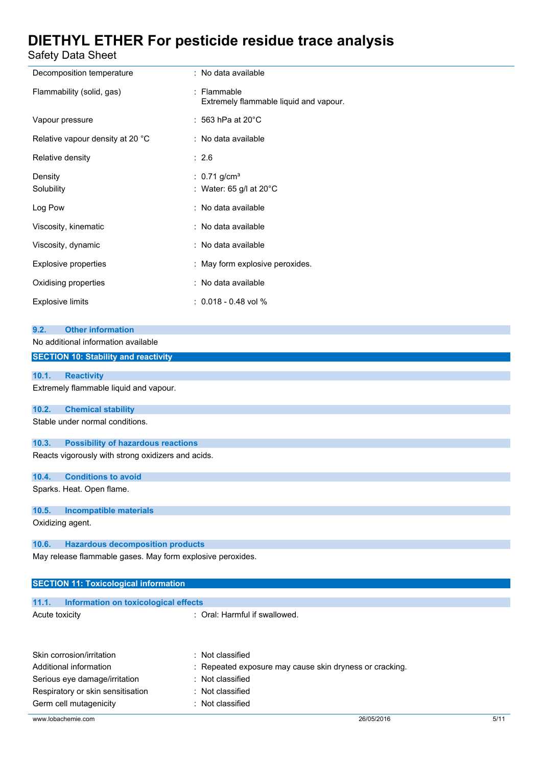| | |
|---|---|
| Decomposition temperature | : No data available |
| Flammability (solid, gas) | : Flammable<br>Extremely flammable liquid and vapour. |
| Vapour pressure | : 563 hPa at 20°C |
| Relative vapour density at 20 °C | : No data available |
| Relative density | : 2.6 |
| Density | : 0.71 g/cm³ |
| Solubility | : Water: 65 g/l at 20°C |
| Log Pow | : No data available |
| Viscosity, kinematic | : No data available |
| Viscosity, dynamic | : No data available |
| Explosive properties | : May form explosive peroxides. |
| Oxidising properties | : No data available |
| Explosive limits | : 0.018 - 0.48 vol % |

### 9.2. Other information

No additional information available

## SECTION 10: Stability and reactivity

### 10.1. Reactivity

Extremely flammable liquid and vapour.

### 10.2. Chemical stability

Stable under normal conditions.

### 10.3. Possibility of hazardous reactions

Reacts vigorously with strong oxidizers and acids.

### 10.4. Conditions to avoid

Sparks. Heat. Open flame.

### 10.5. Incompatible materials

Oxidizing agent.

### 10.6. Hazardous decomposition products

May release flammable gases. May form explosive peroxides.

## SECTION 11: Toxicological information

### 11.1. Information on toxicological effects

| | |
|---|---|
| Acute toxicity | : Oral: Harmful if swallowed. |
| Skin corrosion/irritation | : Not classified |
| Additional information | : Repeated exposure may cause skin dryness or cracking. |
| Serious eye damage/irritation | : Not classified |
| Respiratory or skin sensitisation | : Not classified |
| Germ cell mutagenicity | : Not classified |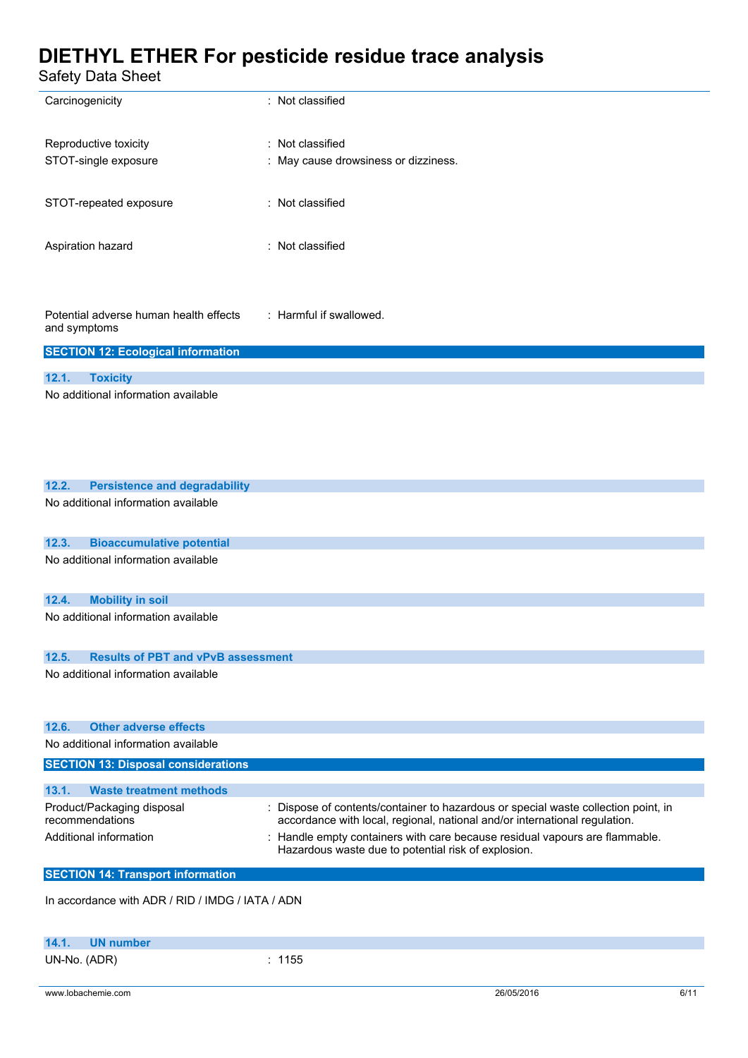| | |
|---|---|
| Carcinogenicity | : Not classified |
| Reproductive toxicity | : Not classified |
| STOT-single exposure | : May cause drowsiness or dizziness. |
| STOT-repeated exposure | : Not classified |
| Aspiration hazard | : Not classified |
| Potential adverse human health effects and symptoms | : Harmful if swallowed. |

## SECTION 12: Ecological information

### 12.1. Toxicity

No additional information available

### 12.2. Persistence and degradability

No additional information available

### 12.3. Bioaccumulative potential

No additional information available

### 12.4. Mobility in soil

No additional information available

### 12.5. Results of PBT and vPvB assessment

No additional information available

### 12.6. Other adverse effects

No additional information available

## SECTION 13: Disposal considerations

### 13.1. Waste treatment methods

| | |
|---|---|
| Product/Packaging disposal recommendations | : Dispose of contents/container to hazardous or special waste collection point, in accordance with local, regional, national and/or international regulation. |
| Additional information | : Handle empty containers with care because residual vapours are flammable. Hazardous waste due to potential risk of explosion. |

## SECTION 14: Transport information

In accordance with ADR / RID / IMDG / IATA / ADN

### 14.1. UN number

| | |
|---|---|
| UN-No. (ADR) | : 1155 |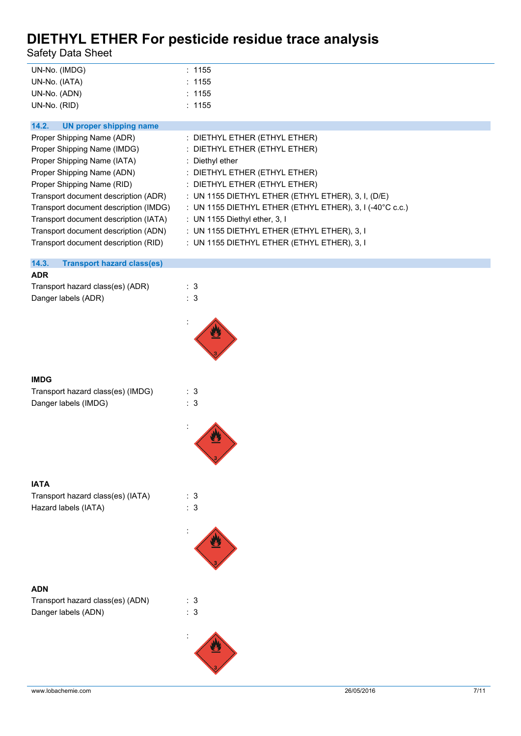UN-No. (IMDG) : 1155
UN-No. (IATA) : 1155
UN-No. (ADN) : 1155
UN-No. (RID) : 1155

### 14.2. UN proper shipping name

Proper Shipping Name (ADR) : DIETHYL ETHER (ETHYL ETHER)
Proper Shipping Name (IMDG) : DIETHYL ETHER (ETHYL ETHER)
Proper Shipping Name (IATA) : Diethyl ether
Proper Shipping Name (ADN) : DIETHYL ETHER (ETHYL ETHER)
Proper Shipping Name (RID) : DIETHYL ETHER (ETHYL ETHER)
Transport document description (ADR) : UN 1155 DIETHYL ETHER (ETHYL ETHER), 3, I, (D/E)
Transport document description (IMDG) : UN 1155 DIETHYL ETHER (ETHYL ETHER), 3, I (-40°C c.c.)
Transport document description (IATA) : UN 1155 Diethyl ether, 3, I
Transport document description (ADN) : UN 1155 DIETHYL ETHER (ETHYL ETHER), 3, I
Transport document description (RID) : UN 1155 DIETHYL ETHER (ETHYL ETHER), 3, I

### 14.3. Transport hazard class(es)

**ADR**

Transport hazard class(es) (ADR) : 3
Danger labels (ADR) : 3

:

**IMDG**

Transport hazard class(es) (IMDG) : 3
Danger labels (IMDG) : 3

:

**IATA**

Transport hazard class(es) (IATA) : 3
Hazard labels (IATA) : 3

:

**ADN**

Transport hazard class(es) (ADN) : 3
Danger labels (ADN) : 3

: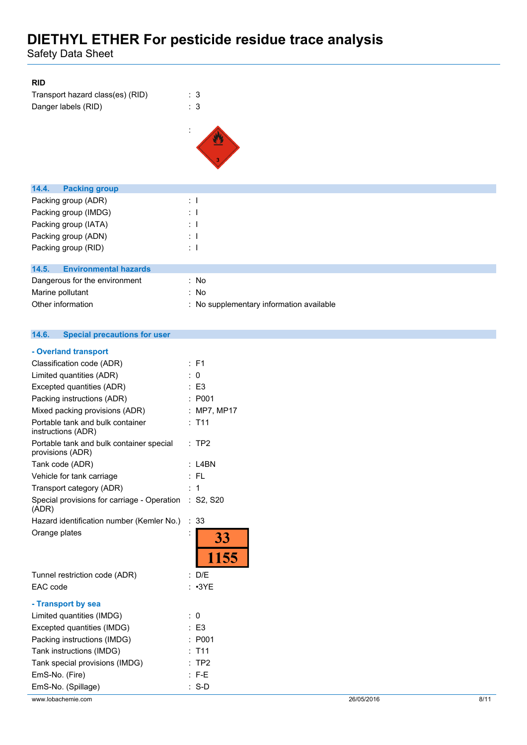**RID**

Transport hazard class(es) (RID) : 3

Danger labels (RID) : 3

:

### 14.4. Packing group

Packing group (ADR) : I

Packing group (IMDG) : I

Packing group (IATA) : I

Packing group (ADN) : I

Packing group (RID) : I

### 14.5. Environmental hazards

Dangerous for the environment : No

Marine pollutant : No

Other information : No supplementary information available

### 14.6. Special precautions for user

**- Overland transport**

Classification code (ADR) : F1

Limited quantities (ADR) : 0

Excepted quantities (ADR) : E3

Packing instructions (ADR) : P001

Mixed packing provisions (ADR) : MP7, MP17

Portable tank and bulk container instructions (ADR) : T11

Portable tank and bulk container special provisions (ADR) : TP2

Tank code (ADR) : L4BN

Vehicle for tank carriage : FL

Transport category (ADR) : 1

Special provisions for carriage - Operation (ADR) : S2, S20

Hazard identification number (Kemler No.) : 33

Orange plates :

| 33 |
|---|
| 1155 |

Tunnel restriction code (ADR) : D/E

EAC code : •3YE

**- Transport by sea**

Limited quantities (IMDG) : 0

Excepted quantities (IMDG) : E3

Packing instructions (IMDG) : P001

Tank instructions (IMDG) : T11

Tank special provisions (IMDG) : TP2

EmS-No. (Fire) : F-E

EmS-No. (Spillage) : S-D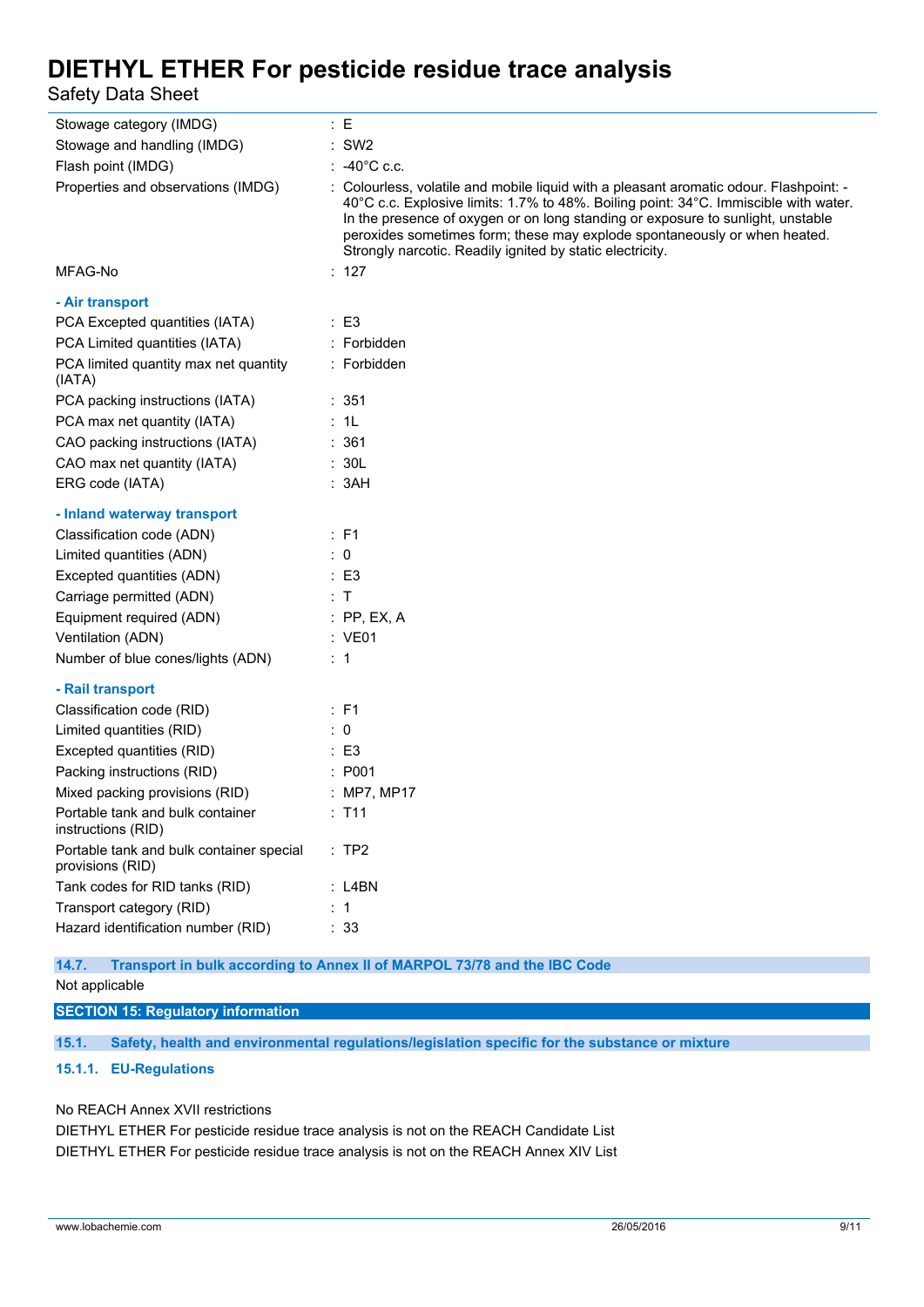| | |
|---|---|
| Stowage category (IMDG) | : E |
| Stowage and handling (IMDG) | : SW2 |
| Flash point (IMDG) | : -40°C c.c. |
| Properties and observations (IMDG) | : Colourless, volatile and mobile liquid with a pleasant aromatic odour. Flashpoint: -40°C c.c. Explosive limits: 1.7% to 48%. Boiling point: 34°C. Immiscible with water. In the presence of oxygen or on long standing or exposure to sunlight, unstable peroxides sometimes form; these may explode spontaneously or when heated. Strongly narcotic. Readily ignited by static electricity. |
| MFAG-No | : 127 |

**- Air transport**

| | |
|---|---|
| PCA Excepted quantities (IATA) | : E3 |
| PCA Limited quantities (IATA) | : Forbidden |
| PCA limited quantity max net quantity (IATA) | : Forbidden |
| PCA packing instructions (IATA) | : 351 |
| PCA max net quantity (IATA) | : 1L |
| CAO packing instructions (IATA) | : 361 |
| CAO max net quantity (IATA) | : 30L |
| ERG code (IATA) | : 3AH |

**- Inland waterway transport**

| | |
|---|---|
| Classification code (ADN) | : F1 |
| Limited quantities (ADN) | : 0 |
| Excepted quantities (ADN) | : E3 |
| Carriage permitted (ADN) | : T |
| Equipment required (ADN) | : PP, EX, A |
| Ventilation (ADN) | : VE01 |
| Number of blue cones/lights (ADN) | : 1 |

**- Rail transport**

| | |
|---|---|
| Classification code (RID) | : F1 |
| Limited quantities (RID) | : 0 |
| Excepted quantities (RID) | : E3 |
| Packing instructions (RID) | : P001 |
| Mixed packing provisions (RID) | : MP7, MP17 |
| Portable tank and bulk container instructions (RID) | : T11 |
| Portable tank and bulk container special provisions (RID) | : TP2 |
| Tank codes for RID tanks (RID) | : L4BN |
| Transport category (RID) | : 1 |
| Hazard identification number (RID) | : 33 |

### 14.7. Transport in bulk according to Annex II of MARPOL 73/78 and the IBC Code

Not applicable

## SECTION 15: Regulatory information

### 15.1. Safety, health and environmental regulations/legislation specific for the substance or mixture

#### 15.1.1. EU-Regulations

No REACH Annex XVII restrictions

DIETHYL ETHER For pesticide residue trace analysis is not on the REACH Candidate List

DIETHYL ETHER For pesticide residue trace analysis is not on the REACH Annex XIV List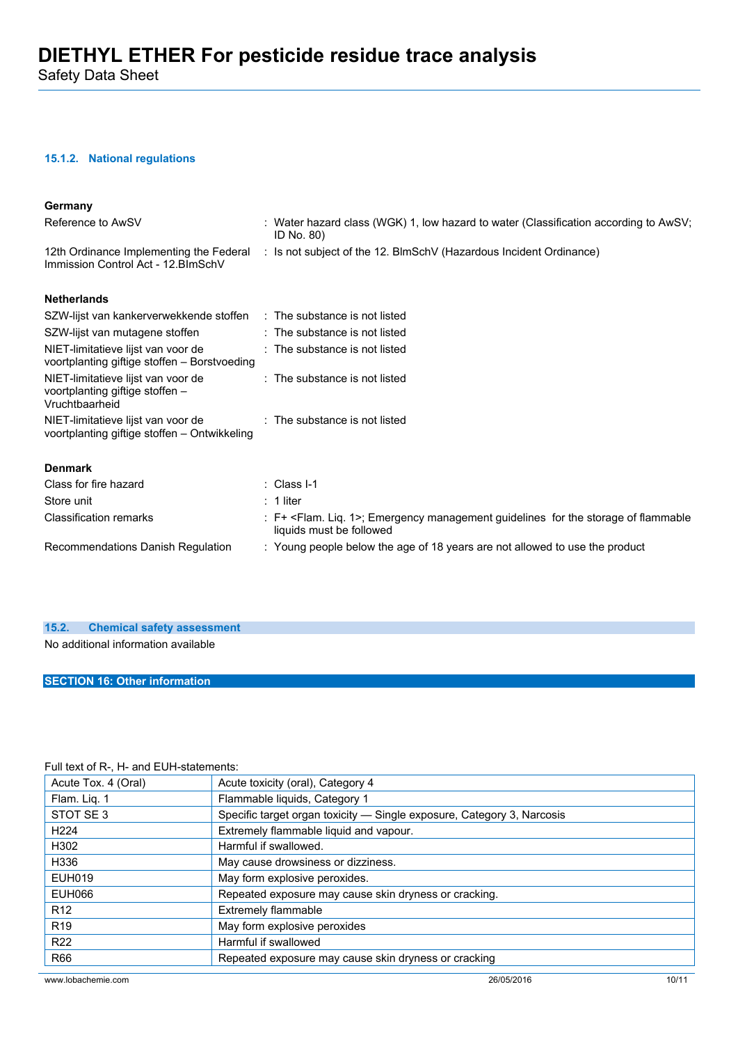#### 15.1.2. National regulations

**Germany**

| | |
|---|---|
| Reference to AwSV | : Water hazard class (WGK) 1, low hazard to water (Classification according to AwSV; ID No. 80) |
| 12th Ordinance Implementing the Federal Immission Control Act - 12.BImSchV | : Is not subject of the 12. BlmSchV (Hazardous Incident Ordinance) |

**Netherlands**

| | |
|---|---|
| SZW-lijst van kankerverwekkende stoffen | : The substance is not listed |
| SZW-lijst van mutagene stoffen | : The substance is not listed |
| NIET-limitatieve lijst van voor de voortplanting giftige stoffen – Borstvoeding | : The substance is not listed |
| NIET-limitatieve lijst van voor de voortplanting giftige stoffen – Vruchtbaarheid | : The substance is not listed |
| NIET-limitatieve lijst van voor de voortplanting giftige stoffen – Ontwikkeling | : The substance is not listed |

**Denmark**

| | |
|---|---|
| Class for fire hazard | : Class I-1 |
| Store unit | : 1 liter |
| Classification remarks | : F+ <Flam. Liq. 1>; Emergency management guidelines for the storage of flammable liquids must be followed |
| Recommendations Danish Regulation | : Young people below the age of 18 years are not allowed to use the product |

### 15.2. Chemical safety assessment

No additional information available

## SECTION 16: Other information

Full text of R-, H- and EUH-statements:

| | |
|---|---|
| Acute Tox. 4 (Oral) | Acute toxicity (oral), Category 4 |
| Flam. Liq. 1 | Flammable liquids, Category 1 |
| STOT SE 3 | Specific target organ toxicity — Single exposure, Category 3, Narcosis |
| H224 | Extremely flammable liquid and vapour. |
| H302 | Harmful if swallowed. |
| H336 | May cause drowsiness or dizziness. |
| EUH019 | May form explosive peroxides. |
| EUH066 | Repeated exposure may cause skin dryness or cracking. |
| R12 | Extremely flammable |
| R19 | May form explosive peroxides |
| R22 | Harmful if swallowed |
| R66 | Repeated exposure may cause skin dryness or cracking |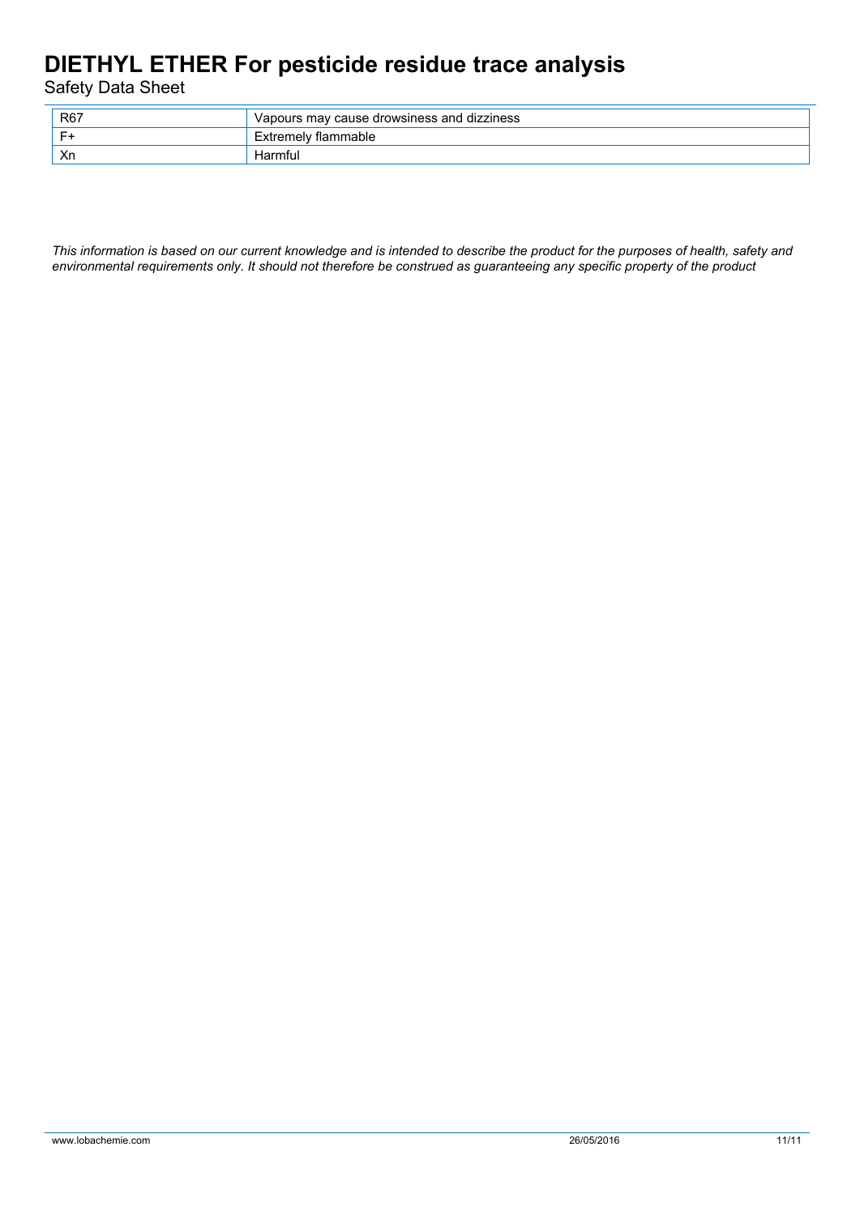| | |
|---|---|
| R67 | Vapours may cause drowsiness and dizziness |
| F+ | Extremely flammable |
| Xn | Harmful |

*This information is based on our current knowledge and is intended to describe the product for the purposes of health, safety and environmental requirements only. It should not therefore be construed as guaranteeing any specific property of the product*